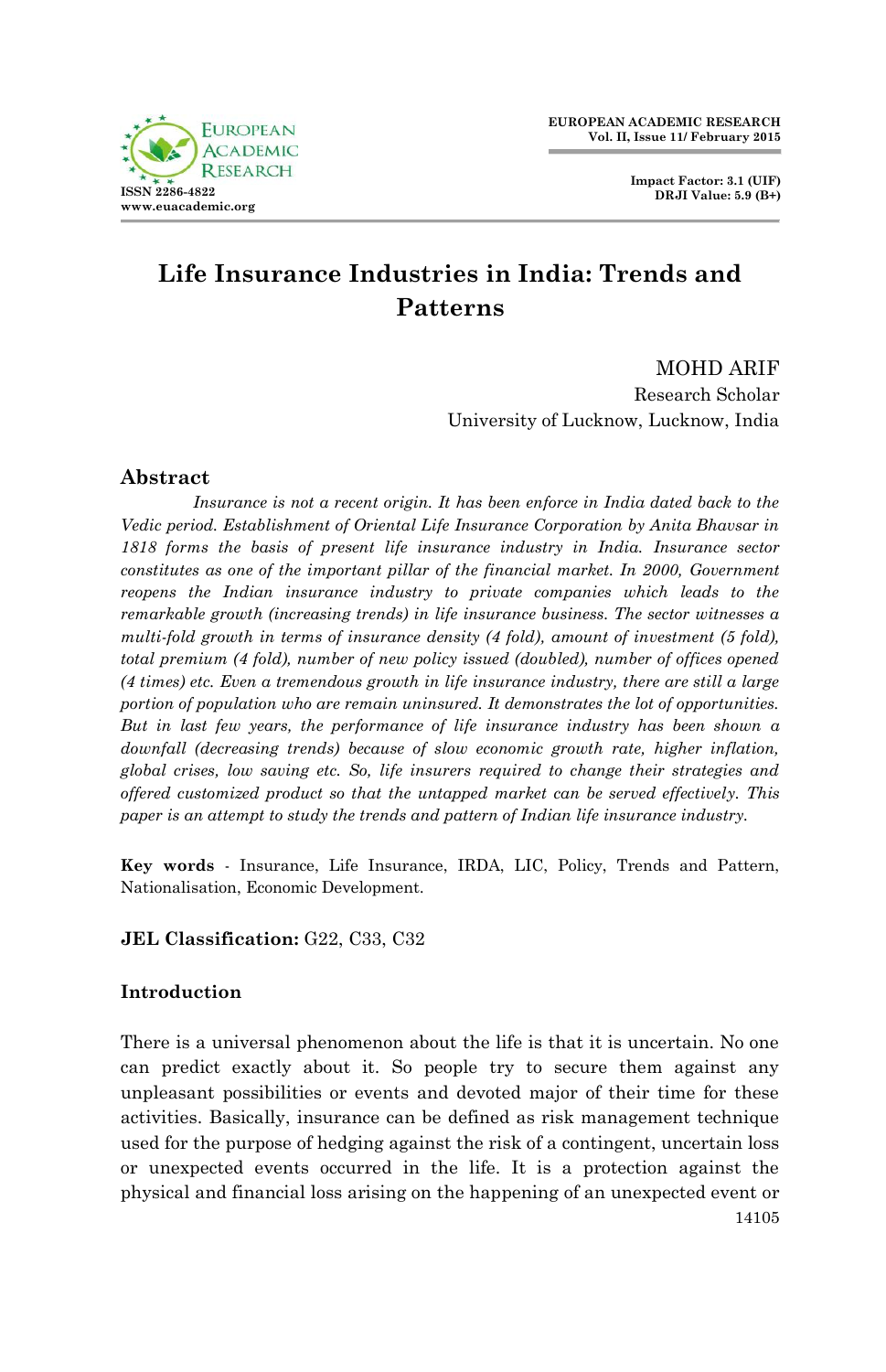# Life Insurance Industries in India: Trends and Patterns

MOHD ARIF
Research Scholar
University of Lucknow, Lucknow, India

## Abstract

*Insurance is not a recent origin. It has been enforce in India dated back to the Vedic period. Establishment of Oriental Life Insurance Corporation by Anita Bhavsar in 1818 forms the basis of present life insurance industry in India. Insurance sector constitutes as one of the important pillar of the financial market. In 2000, Government reopens the Indian insurance industry to private companies which leads to the remarkable growth (increasing trends) in life insurance business. The sector witnesses a multi-fold growth in terms of insurance density (4 fold), amount of investment (5 fold), total premium (4 fold), number of new policy issued (doubled), number of offices opened (4 times) etc. Even a tremendous growth in life insurance industry, there are still a large portion of population who are remain uninsured. It demonstrates the lot of opportunities. But in last few years, the performance of life insurance industry has been shown a downfall (decreasing trends) because of slow economic growth rate, higher inflation, global crises, low saving etc. So, life insurers required to change their strategies and offered customized product so that the untapped market can be served effectively. This paper is an attempt to study the trends and pattern of Indian life insurance industry.*

**Key words** - Insurance, Life Insurance, IRDA, LIC, Policy, Trends and Pattern, Nationalisation, Economic Development.

**JEL Classification:** G22, C33, C32

### Introduction

There is a universal phenomenon about the life is that it is uncertain. No one can predict exactly about it. So people try to secure them against any unpleasant possibilities or events and devoted major of their time for these activities. Basically, insurance can be defined as risk management technique used for the purpose of hedging against the risk of a contingent, uncertain loss or unexpected events occurred in the life. It is a protection against the physical and financial loss arising on the happening of an unexpected event or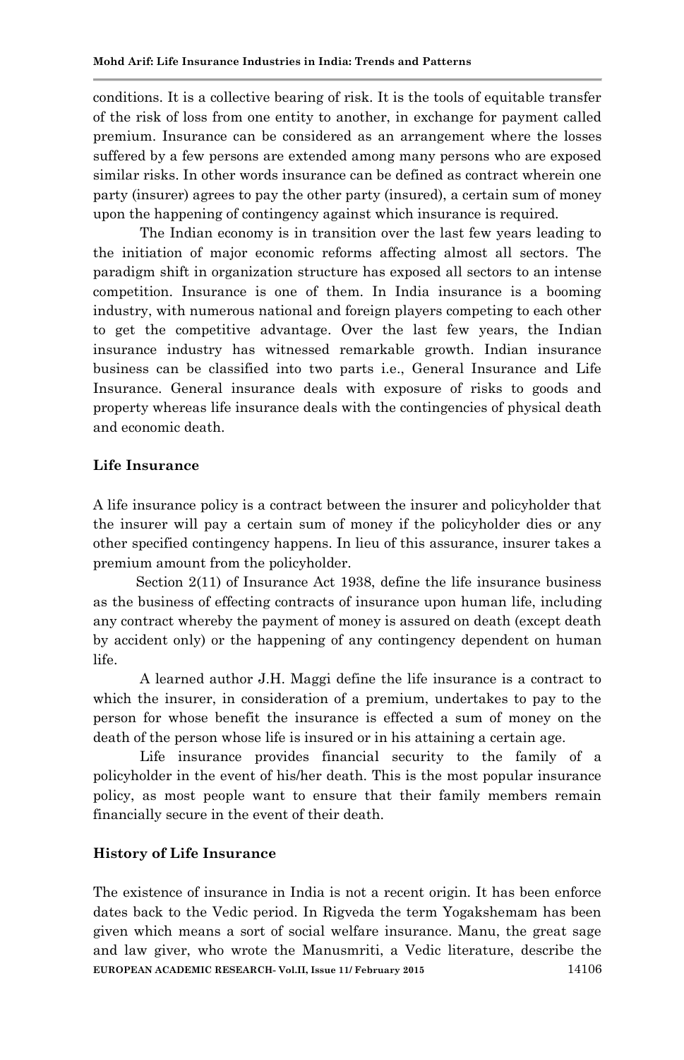conditions. It is a collective bearing of risk. It is the tools of equitable transfer of the risk of loss from one entity to another, in exchange for payment called premium. Insurance can be considered as an arrangement where the losses suffered by a few persons are extended among many persons who are exposed similar risks. In other words insurance can be defined as contract wherein one party (insurer) agrees to pay the other party (insured), a certain sum of money upon the happening of contingency against which insurance is required.

The Indian economy is in transition over the last few years leading to the initiation of major economic reforms affecting almost all sectors. The paradigm shift in organization structure has exposed all sectors to an intense competition. Insurance is one of them. In India insurance is a booming industry, with numerous national and foreign players competing to each other to get the competitive advantage. Over the last few years, the Indian insurance industry has witnessed remarkable growth. Indian insurance business can be classified into two parts i.e., General Insurance and Life Insurance. General insurance deals with exposure of risks to goods and property whereas life insurance deals with the contingencies of physical death and economic death.

## Life Insurance

A life insurance policy is a contract between the insurer and policyholder that the insurer will pay a certain sum of money if the policyholder dies or any other specified contingency happens. In lieu of this assurance, insurer takes a premium amount from the policyholder.

Section 2(11) of Insurance Act 1938, define the life insurance business as the business of effecting contracts of insurance upon human life, including any contract whereby the payment of money is assured on death (except death by accident only) or the happening of any contingency dependent on human life.

A learned author J.H. Maggi define the life insurance is a contract to which the insurer, in consideration of a premium, undertakes to pay to the person for whose benefit the insurance is effected a sum of money on the death of the person whose life is insured or in his attaining a certain age.

Life insurance provides financial security to the family of a policyholder in the event of his/her death. This is the most popular insurance policy, as most people want to ensure that their family members remain financially secure in the event of their death.

## History of Life Insurance

The existence of insurance in India is not a recent origin. It has been enforce dates back to the Vedic period. In Rigveda the term Yogakshemam has been given which means a sort of social welfare insurance. Manu, the great sage and law giver, who wrote the Manusmriti, a Vedic literature, describe the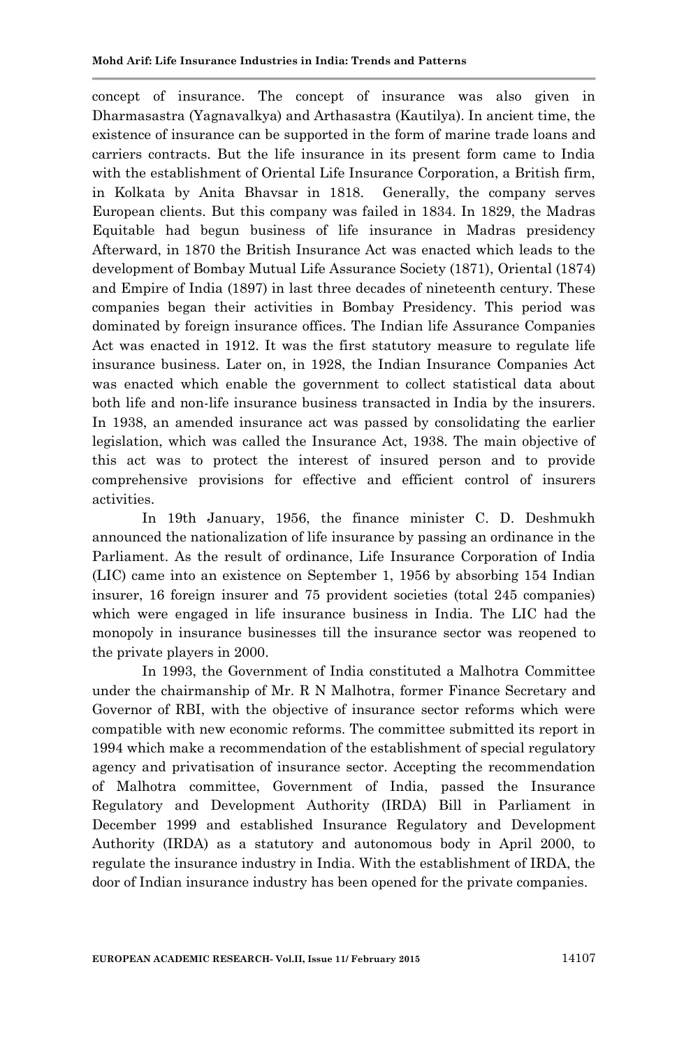concept of insurance. The concept of insurance was also given in Dharmasastra (Yagnavalkya) and Arthasastra (Kautilya). In ancient time, the existence of insurance can be supported in the form of marine trade loans and carriers contracts. But the life insurance in its present form came to India with the establishment of Oriental Life Insurance Corporation, a British firm, in Kolkata by Anita Bhavsar in 1818. Generally, the company serves European clients. But this company was failed in 1834. In 1829, the Madras Equitable had begun business of life insurance in Madras presidency Afterward, in 1870 the British Insurance Act was enacted which leads to the development of Bombay Mutual Life Assurance Society (1871), Oriental (1874) and Empire of India (1897) in last three decades of nineteenth century. These companies began their activities in Bombay Presidency. This period was dominated by foreign insurance offices. The Indian life Assurance Companies Act was enacted in 1912. It was the first statutory measure to regulate life insurance business. Later on, in 1928, the Indian Insurance Companies Act was enacted which enable the government to collect statistical data about both life and non-life insurance business transacted in India by the insurers. In 1938, an amended insurance act was passed by consolidating the earlier legislation, which was called the Insurance Act, 1938. The main objective of this act was to protect the interest of insured person and to provide comprehensive provisions for effective and efficient control of insurers activities.

In 19th January, 1956, the finance minister C. D. Deshmukh announced the nationalization of life insurance by passing an ordinance in the Parliament. As the result of ordinance, Life Insurance Corporation of India (LIC) came into an existence on September 1, 1956 by absorbing 154 Indian insurer, 16 foreign insurer and 75 provident societies (total 245 companies) which were engaged in life insurance business in India. The LIC had the monopoly in insurance businesses till the insurance sector was reopened to the private players in 2000.

In 1993, the Government of India constituted a Malhotra Committee under the chairmanship of Mr. R N Malhotra, former Finance Secretary and Governor of RBI, with the objective of insurance sector reforms which were compatible with new economic reforms. The committee submitted its report in 1994 which make a recommendation of the establishment of special regulatory agency and privatisation of insurance sector. Accepting the recommendation of Malhotra committee, Government of India, passed the Insurance Regulatory and Development Authority (IRDA) Bill in Parliament in December 1999 and established Insurance Regulatory and Development Authority (IRDA) as a statutory and autonomous body in April 2000, to regulate the insurance industry in India. With the establishment of IRDA, the door of Indian insurance industry has been opened for the private companies.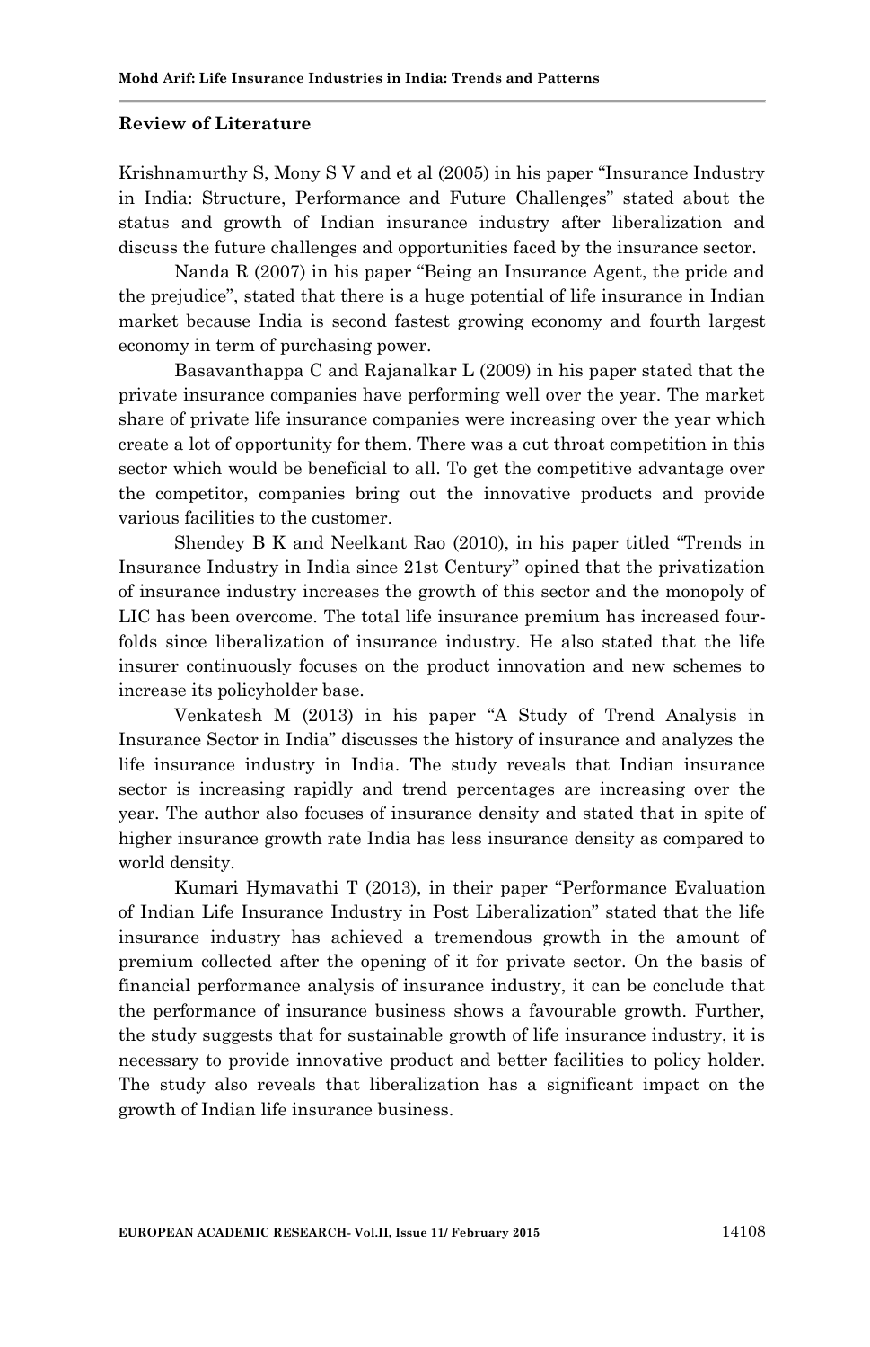## Review of Literature

Krishnamurthy S, Mony S V and et al (2005) in his paper "Insurance Industry in India: Structure, Performance and Future Challenges" stated about the status and growth of Indian insurance industry after liberalization and discuss the future challenges and opportunities faced by the insurance sector.

Nanda R (2007) in his paper "Being an Insurance Agent, the pride and the prejudice", stated that there is a huge potential of life insurance in Indian market because India is second fastest growing economy and fourth largest economy in term of purchasing power.

Basavanthappa C and Rajanalkar L (2009) in his paper stated that the private insurance companies have performing well over the year. The market share of private life insurance companies were increasing over the year which create a lot of opportunity for them. There was a cut throat competition in this sector which would be beneficial to all. To get the competitive advantage over the competitor, companies bring out the innovative products and provide various facilities to the customer.

Shendey B K and Neelkant Rao (2010), in his paper titled "Trends in Insurance Industry in India since 21st Century" opined that the privatization of insurance industry increases the growth of this sector and the monopoly of LIC has been overcome. The total life insurance premium has increased four-folds since liberalization of insurance industry. He also stated that the life insurer continuously focuses on the product innovation and new schemes to increase its policyholder base.

Venkatesh M (2013) in his paper "A Study of Trend Analysis in Insurance Sector in India" discusses the history of insurance and analyzes the life insurance industry in India. The study reveals that Indian insurance sector is increasing rapidly and trend percentages are increasing over the year. The author also focuses of insurance density and stated that in spite of higher insurance growth rate India has less insurance density as compared to world density.

Kumari Hymavathi T (2013), in their paper "Performance Evaluation of Indian Life Insurance Industry in Post Liberalization" stated that the life insurance industry has achieved a tremendous growth in the amount of premium collected after the opening of it for private sector. On the basis of financial performance analysis of insurance industry, it can be conclude that the performance of insurance business shows a favourable growth. Further, the study suggests that for sustainable growth of life insurance industry, it is necessary to provide innovative product and better facilities to policy holder. The study also reveals that liberalization has a significant impact on the growth of Indian life insurance business.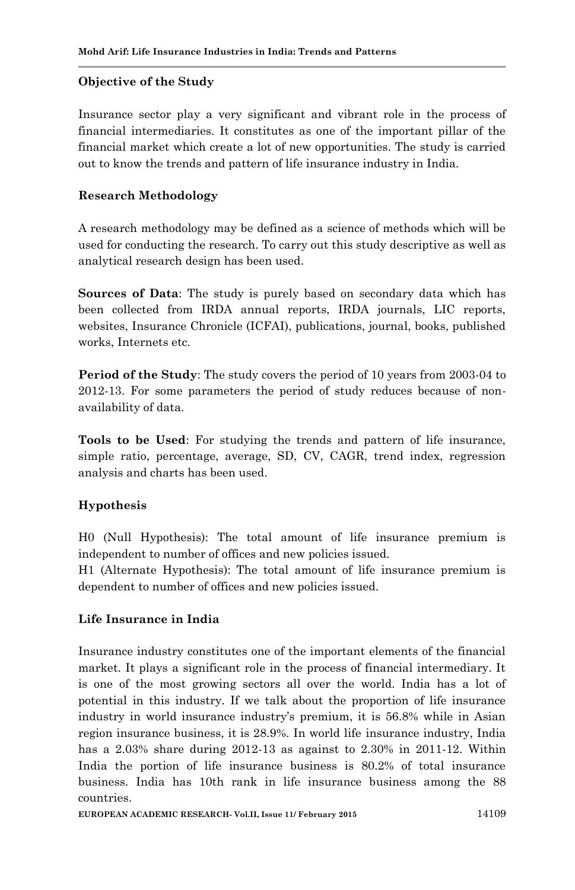### Objective of the Study

Insurance sector play a very significant and vibrant role in the process of financial intermediaries. It constitutes as one of the important pillar of the financial market which create a lot of new opportunities. The study is carried out to know the trends and pattern of life insurance industry in India.

### Research Methodology

A research methodology may be defined as a science of methods which will be used for conducting the research. To carry out this study descriptive as well as analytical research design has been used.

**Sources of Data**: The study is purely based on secondary data which has been collected from IRDA annual reports, IRDA journals, LIC reports, websites, Insurance Chronicle (ICFAI), publications, journal, books, published works, Internets etc.

**Period of the Study**: The study covers the period of 10 years from 2003-04 to 2012-13. For some parameters the period of study reduces because of non-availability of data.

**Tools to be Used**: For studying the trends and pattern of life insurance, simple ratio, percentage, average, SD, CV, CAGR, trend index, regression analysis and charts has been used.

### Hypothesis

H0 (Null Hypothesis): The total amount of life insurance premium is independent to number of offices and new policies issued.

H1 (Alternate Hypothesis): The total amount of life insurance premium is dependent to number of offices and new policies issued.

### Life Insurance in India

Insurance industry constitutes one of the important elements of the financial market. It plays a significant role in the process of financial intermediary. It is one of the most growing sectors all over the world. India has a lot of potential in this industry. If we talk about the proportion of life insurance industry in world insurance industry's premium, it is 56.8% while in Asian region insurance business, it is 28.9%. In world life insurance industry, India has a 2.03% share during 2012-13 as against to 2.30% in 2011-12. Within India the portion of life insurance business is 80.2% of total insurance business. India has 10th rank in life insurance business among the 88 countries.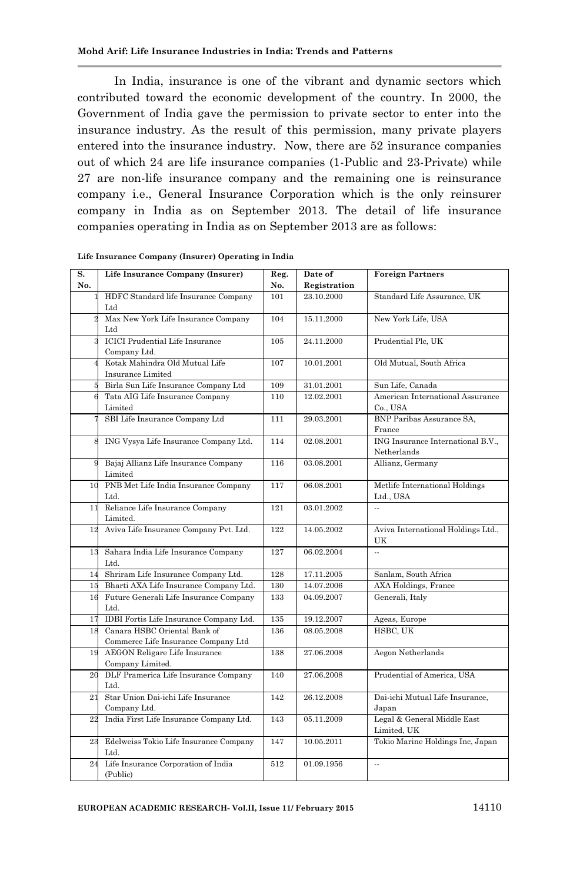In India, insurance is one of the vibrant and dynamic sectors which contributed toward the economic development of the country. In 2000, the Government of India gave the permission to private sector to enter into the insurance industry. As the result of this permission, many private players entered into the insurance industry. Now, there are 52 insurance companies out of which 24 are life insurance companies (1-Public and 23-Private) while 27 are non-life insurance company and the remaining one is reinsurance company i.e., General Insurance Corporation which is the only reinsurer company in India as on September 2013. The detail of life insurance companies operating in India as on September 2013 are as follows:

**Life Insurance Company (Insurer) Operating in India**

| S. No. | Life Insurance Company (Insurer) | Reg. No. | Date of Registration | Foreign Partners |
|---|---|---|---|---|
| 1 | HDFC Standard life Insurance Company Ltd | 101 | 23.10.2000 | Standard Life Assurance, UK |
| 2 | Max New York Life Insurance Company Ltd | 104 | 15.11.2000 | New York Life, USA |
| 3 | ICICI Prudential Life Insurance Company Ltd. | 105 | 24.11.2000 | Prudential Plc, UK |
| 4 | Kotak Mahindra Old Mutual Life Insurance Limited | 107 | 10.01.2001 | Old Mutual, South Africa |
| 5 | Birla Sun Life Insurance Company Ltd | 109 | 31.01.2001 | Sun Life, Canada |
| 6 | Tata AIG Life Insurance Company Limited | 110 | 12.02.2001 | American International Assurance Co., USA |
| 7 | SBI Life Insurance Company Ltd | 111 | 29.03.2001 | BNP Paribas Assurance SA, France |
| 8 | ING Vysya Life Insurance Company Ltd. | 114 | 02.08.2001 | ING Insurance International B.V., Netherlands |
| 9 | Bajaj Allianz Life Insurance Company Limited | 116 | 03.08.2001 | Allianz, Germany |
| 10 | PNB Met Life India Insurance Company Ltd. | 117 | 06.08.2001 | Metlife International Holdings Ltd., USA |
| 11 | Reliance Life Insurance Company Limited. | 121 | 03.01.2002 | -- |
| 12 | Aviva Life Insurance Company Pvt. Ltd. | 122 | 14.05.2002 | Aviva International Holdings Ltd., UK |
| 13 | Sahara India Life Insurance Company Ltd. | 127 | 06.02.2004 | -- |
| 14 | Shriram Life Insurance Company Ltd. | 128 | 17.11.2005 | Sanlam, South Africa |
| 15 | Bharti AXA Life Insurance Company Ltd. | 130 | 14.07.2006 | AXA Holdings, France |
| 16 | Future Generali Life Insurance Company Ltd. | 133 | 04.09.2007 | Generali, Italy |
| 17 | IDBI Fortis Life Insurance Company Ltd. | 135 | 19.12.2007 | Ageas, Europe |
| 18 | Canara HSBC Oriental Bank of Commerce Life Insurance Company Ltd | 136 | 08.05.2008 | HSBC, UK |
| 19 | AEGON Religare Life Insurance Company Limited. | 138 | 27.06.2008 | Aegon Netherlands |
| 20 | DLF Pramerica Life Insurance Company Ltd. | 140 | 27.06.2008 | Prudential of America, USA |
| 21 | Star Union Dai-ichi Life Insurance Company Ltd. | 142 | 26.12.2008 | Dai-ichi Mutual Life Insurance, Japan |
| 22 | India First Life Insurance Company Ltd. | 143 | 05.11.2009 | Legal & General Middle East Limited, UK |
| 23 | Edelweiss Tokio Life Insurance Company Ltd. | 147 | 10.05.2011 | Tokio Marine Holdings Inc, Japan |
| 24 | Life Insurance Corporation of India (Public) | 512 | 01.09.1956 | -- |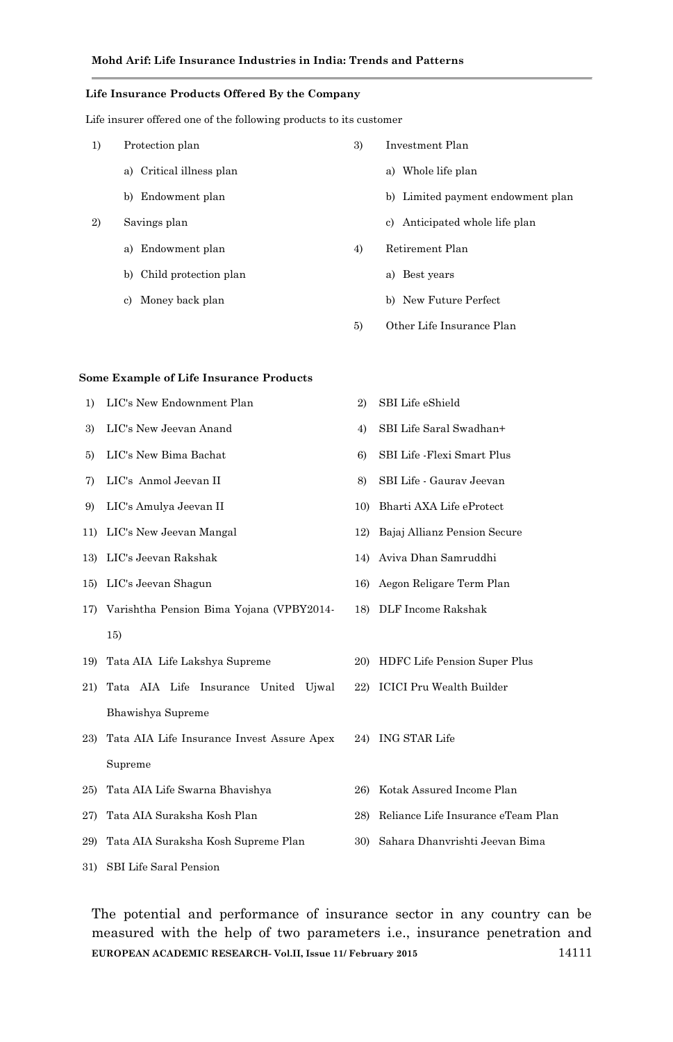**Life Insurance Products Offered By the Company**

Life insurer offered one of the following products to its customer

1) Protection plan
   a) Critical illness plan
   b) Endowment plan
2) Savings plan
   a) Endowment plan
   b) Child protection plan
   c) Money back plan
3) Investment Plan
   a) Whole life plan
   b) Limited payment endowment plan
   c) Anticipated whole life plan
4) Retirement Plan
   a) Best years
   b) New Future Perfect
5) Other Life Insurance Plan

**Some Example of Life Insurance Products**

1) LIC's New Endownment Plan
2) SBI Life eShield
3) LIC's New Jeevan Anand
4) SBI Life Saral Swadhan+
5) LIC's New Bima Bachat
6) SBI Life -Flexi Smart Plus
7) LIC's Anmol Jeevan II
8) SBI Life - Gaurav Jeevan
9) LIC's Amulya Jeevan II
10) Bharti AXA Life eProtect
11) LIC's New Jeevan Mangal
12) Bajaj Allianz Pension Secure
13) LIC's Jeevan Rakshak
14) Aviva Dhan Samruddhi
15) LIC's Jeevan Shagun
16) Aegon Religare Term Plan
17) Varishtha Pension Bima Yojana (VPBY2014-15)
18) DLF Income Rakshak
19) Tata AIA Life Lakshya Supreme
20) HDFC Life Pension Super Plus
21) Tata AIA Life Insurance United Ujwal Bhawishya Supreme
22) ICICI Pru Wealth Builder
23) Tata AIA Life Insurance Invest Assure Apex Supreme
24) ING STAR Life
25) Tata AIA Life Swarna Bhavishya
26) Kotak Assured Income Plan
27) Tata AIA Suraksha Kosh Plan
28) Reliance Life Insurance eTeam Plan
29) Tata AIA Suraksha Kosh Supreme Plan
30) Sahara Dhanvrishti Jeevan Bima
31) SBI Life Saral Pension

The potential and performance of insurance sector in any country can be measured with the help of two parameters i.e., insurance penetration and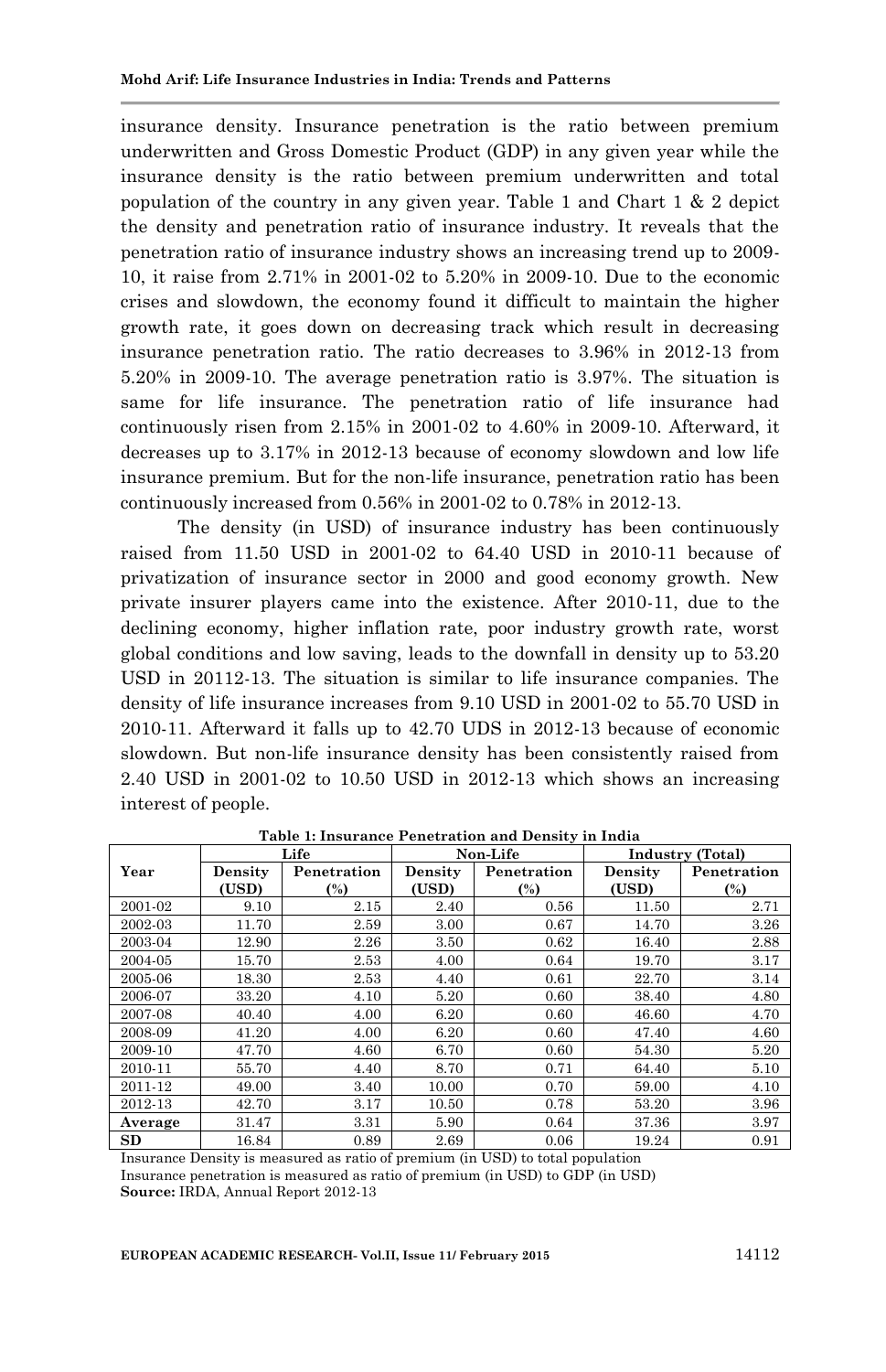insurance density. Insurance penetration is the ratio between premium underwritten and Gross Domestic Product (GDP) in any given year while the insurance density is the ratio between premium underwritten and total population of the country in any given year. Table 1 and Chart 1 & 2 depict the density and penetration ratio of insurance industry. It reveals that the penetration ratio of insurance industry shows an increasing trend up to 2009-10, it raise from 2.71% in 2001-02 to 5.20% in 2009-10. Due to the economic crises and slowdown, the economy found it difficult to maintain the higher growth rate, it goes down on decreasing track which result in decreasing insurance penetration ratio. The ratio decreases to 3.96% in 2012-13 from 5.20% in 2009-10. The average penetration ratio is 3.97%. The situation is same for life insurance. The penetration ratio of life insurance had continuously risen from 2.15% in 2001-02 to 4.60% in 2009-10. Afterward, it decreases up to 3.17% in 2012-13 because of economy slowdown and low life insurance premium. But for the non-life insurance, penetration ratio has been continuously increased from 0.56% in 2001-02 to 0.78% in 2012-13.

The density (in USD) of insurance industry has been continuously raised from 11.50 USD in 2001-02 to 64.40 USD in 2010-11 because of privatization of insurance sector in 2000 and good economy growth. New private insurer players came into the existence. After 2010-11, due to the declining economy, higher inflation rate, poor industry growth rate, worst global conditions and low saving, leads to the downfall in density up to 53.20 USD in 20112-13. The situation is similar to life insurance companies. The density of life insurance increases from 9.10 USD in 2001-02 to 55.70 USD in 2010-11. Afterward it falls up to 42.70 UDS in 2012-13 because of economic slowdown. But non-life insurance density has been consistently raised from 2.40 USD in 2001-02 to 10.50 USD in 2012-13 which shows an increasing interest of people.

**Table 1: Insurance Penetration and Density in India**

| Year | Life | | Non-Life | | Industry (Total) | |
|---|---|---|---|---|---|---|
| | Density (USD) | Penetration (%) | Density (USD) | Penetration (%) | Density (USD) | Penetration (%) |
| 2001-02 | 9.10 | 2.15 | 2.40 | 0.56 | 11.50 | 2.71 |
| 2002-03 | 11.70 | 2.59 | 3.00 | 0.67 | 14.70 | 3.26 |
| 2003-04 | 12.90 | 2.26 | 3.50 | 0.62 | 16.40 | 2.88 |
| 2004-05 | 15.70 | 2.53 | 4.00 | 0.64 | 19.70 | 3.17 |
| 2005-06 | 18.30 | 2.53 | 4.40 | 0.61 | 22.70 | 3.14 |
| 2006-07 | 33.20 | 4.10 | 5.20 | 0.60 | 38.40 | 4.80 |
| 2007-08 | 40.40 | 4.00 | 6.20 | 0.60 | 46.60 | 4.70 |
| 2008-09 | 41.20 | 4.00 | 6.20 | 0.60 | 47.40 | 4.60 |
| 2009-10 | 47.70 | 4.60 | 6.70 | 0.60 | 54.30 | 5.20 |
| 2010-11 | 55.70 | 4.40 | 8.70 | 0.71 | 64.40 | 5.10 |
| 2011-12 | 49.00 | 3.40 | 10.00 | 0.70 | 59.00 | 4.10 |
| 2012-13 | 42.70 | 3.17 | 10.50 | 0.78 | 53.20 | 3.96 |
| **Average** | 31.47 | 3.31 | 5.90 | 0.64 | 37.36 | 3.97 |
| **SD** | 16.84 | 0.89 | 2.69 | 0.06 | 19.24 | 0.91 |

Insurance Density is measured as ratio of premium (in USD) to total population
Insurance penetration is measured as ratio of premium (in USD) to GDP (in USD)
**Source:** IRDA, Annual Report 2012-13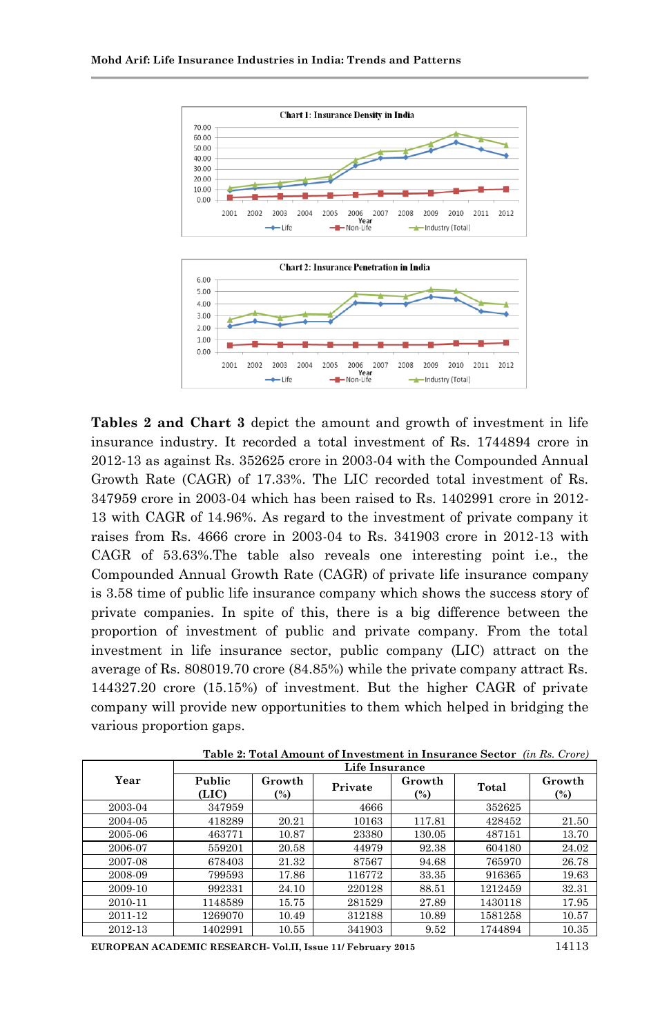Chart 1: Insurance Density in India

Chart 2: Insurance Penetration in India

**Tables 2 and Chart 3** depict the amount and growth of investment in life insurance industry. It recorded a total investment of Rs. 1744894 crore in 2012-13 as against Rs. 352625 crore in 2003-04 with the Compounded Annual Growth Rate (CAGR) of 17.33%. The LIC recorded total investment of Rs. 347959 crore in 2003-04 which has been raised to Rs. 1402991 crore in 2012-13 with CAGR of 14.96%. As regard to the investment of private company it raises from Rs. 4666 crore in 2003-04 to Rs. 341903 crore in 2012-13 with CAGR of 53.63%.The table also reveals one interesting point i.e., the Compounded Annual Growth Rate (CAGR) of private life insurance company is 3.58 time of public life insurance company which shows the success story of private companies. In spite of this, there is a big difference between the proportion of investment of public and private company. From the total investment in life insurance sector, public company (LIC) attract on the average of Rs. 808019.70 crore (84.85%) while the private company attract Rs. 144327.20 crore (15.15%) of investment. But the higher CAGR of private company will provide new opportunities to them which helped in bridging the various proportion gaps.

**Table 2: Total Amount of Investment in Insurance Sector** *(in Rs. Crore)*

| Year | Life Insurance | | | | | |
|---|---|---|---|---|---|---|
| | Public (LIC) | Growth (%) | Private | Growth (%) | Total | Growth (%) |
| 2003-04 | 347959 | | 4666 | | 352625 | |
| 2004-05 | 418289 | 20.21 | 10163 | 117.81 | 428452 | 21.50 |
| 2005-06 | 463771 | 10.87 | 23380 | 130.05 | 487151 | 13.70 |
| 2006-07 | 559201 | 20.58 | 44979 | 92.38 | 604180 | 24.02 |
| 2007-08 | 678403 | 21.32 | 87567 | 94.68 | 765970 | 26.78 |
| 2008-09 | 799593 | 17.86 | 116772 | 33.35 | 916365 | 19.63 |
| 2009-10 | 992331 | 24.10 | 220128 | 88.51 | 1212459 | 32.31 |
| 2010-11 | 1148589 | 15.75 | 281529 | 27.89 | 1430118 | 17.95 |
| 2011-12 | 1269070 | 10.49 | 312188 | 10.89 | 1581258 | 10.57 |
| 2012-13 | 1402991 | 10.55 | 341903 | 9.52 | 1744894 | 10.35 |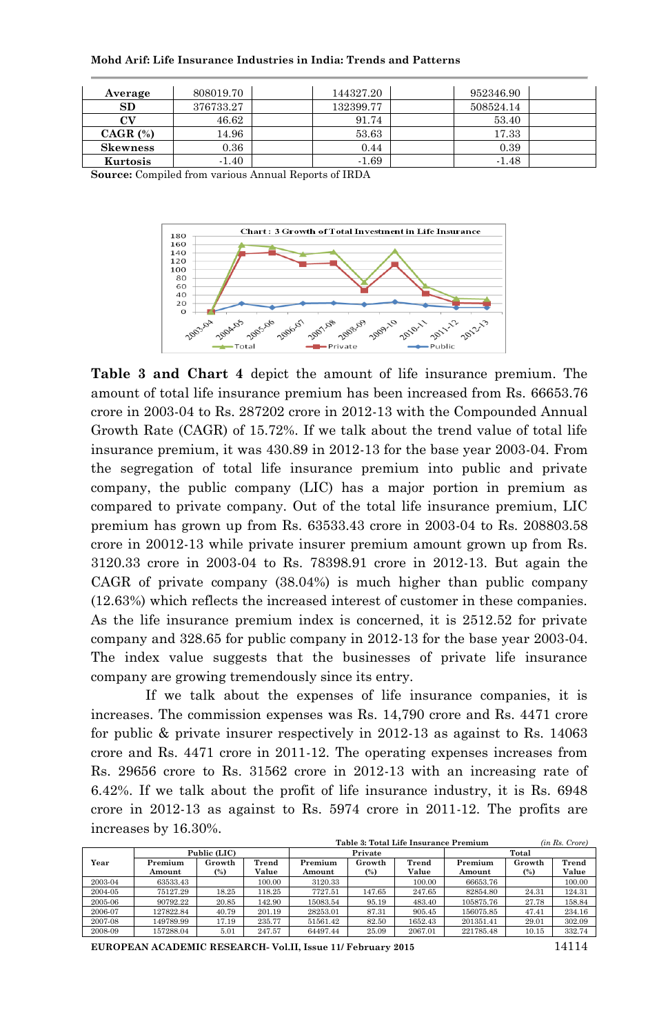| Average | 808019.70 | | 144327.20 | | 952346.90 | |
|---|---|---|---|---|---|---|
| SD | 376733.27 | | 132399.77 | | 508524.14 | |
| CV | 46.62 | | 91.74 | | 53.40 | |
| CAGR (%) | 14.96 | | 53.63 | | 17.33 | |
| Skewness | 0.36 | | 0.44 | | 0.39 | |
| Kurtosis | -1.40 | | -1.69 | | -1.48 | |

**Source:** Compiled from various Annual Reports of IRDA

Chart : 3 Growth of Total Investment in Life Insurance

**Table 3 and Chart 4** depict the amount of life insurance premium. The amount of total life insurance premium has been increased from Rs. 66653.76 crore in 2003-04 to Rs. 287202 crore in 2012-13 with the Compounded Annual Growth Rate (CAGR) of 15.72%. If we talk about the trend value of total life insurance premium, it was 430.89 in 2012-13 for the base year 2003-04. From the segregation of total life insurance premium into public and private company, the public company (LIC) has a major portion in premium as compared to private company. Out of the total life insurance premium, LIC premium has grown up from Rs. 63533.43 crore in 2003-04 to Rs. 208803.58 crore in 20012-13 while private insurer premium amount grown up from Rs. 3120.33 crore in 2003-04 to Rs. 78398.91 crore in 2012-13. But again the CAGR of private company (38.04%) is much higher than public company (12.63%) which reflects the increased interest of customer in these companies. As the life insurance premium index is concerned, it is 2512.52 for private company and 328.65 for public company in 2012-13 for the base year 2003-04. The index value suggests that the businesses of private life insurance company are growing tremendously since its entry.

If we talk about the expenses of life insurance companies, it is increases. The commission expenses was Rs. 14,790 crore and Rs. 4471 crore for public & private insurer respectively in 2012-13 as against to Rs. 14063 crore and Rs. 4471 crore in 2011-12. The operating expenses increases from Rs. 29656 crore to Rs. 31562 crore in 2012-13 with an increasing rate of 6.42%. If we talk about the profit of life insurance industry, it is Rs. 6948 crore in 2012-13 as against to Rs. 5974 crore in 2011-12. The profits are increases by 16.30%.

**Table 3: Total Life Insurance Premium** *(in Rs. Crore)*

| Year | Public (LIC) | | | Private | | | Total | | |
|---|---|---|---|---|---|---|---|---|---|
| | Premium Amount | Growth (%) | Trend Value | Premium Amount | Growth (%) | Trend Value | Premium Amount | Growth (%) | Trend Value |
| 2003-04 | 63533.43 | | 100.00 | 3120.33 | | 100.00 | 66653.76 | | 100.00 |
| 2004-05 | 75127.29 | 18.25 | 118.25 | 7727.51 | 147.65 | 247.65 | 82854.80 | 24.31 | 124.31 |
| 2005-06 | 90792.22 | 20.85 | 142.90 | 15083.54 | 95.19 | 483.40 | 105875.76 | 27.78 | 158.84 |
| 2006-07 | 127822.84 | 40.79 | 201.19 | 28253.01 | 87.31 | 905.45 | 156075.85 | 47.41 | 234.16 |
| 2007-08 | 149789.99 | 17.19 | 235.77 | 51561.42 | 82.50 | 1652.43 | 201351.41 | 29.01 | 302.09 |
| 2008-09 | 157288.04 | 5.01 | 247.57 | 64497.44 | 25.09 | 2067.01 | 221785.48 | 10.15 | 332.74 |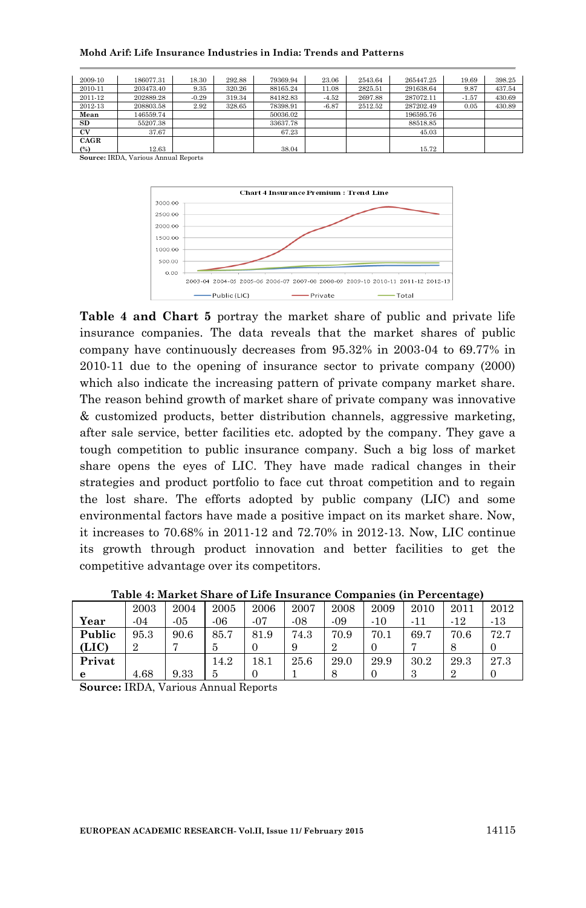| | | | | | | | | | |
|---|---|---|---|---|---|---|---|---|---|
| 2009-10 | 186077.31 | 18.30 | 292.88 | 79369.94 | 23.06 | 2543.64 | 265447.25 | 19.69 | 398.25 |
| 2010-11 | 203473.40 | 9.35 | 320.26 | 88165.24 | 11.08 | 2825.51 | 291638.64 | 9.87 | 437.54 |
| 2011-12 | 202889.28 | -0.29 | 319.34 | 84182.83 | -4.52 | 2697.88 | 287072.11 | -1.57 | 430.69 |
| 2012-13 | 208803.58 | 2.92 | 328.65 | 78398.91 | -6.87 | 2512.52 | 287202.49 | 0.05 | 430.89 |
| **Mean** | 146559.74 | | | 50036.02 | | | 196595.76 | | |
| **SD** | 55207.38 | | | 33637.78 | | | 88518.85 | | |
| **CV** | 37.67 | | | 67.23 | | | 45.03 | | |
| **CAGR (%)** | 12.63 | | | 38.04 | | | 15.72 | | |

**Source:** IRDA, Various Annual Reports

Chart 4 Insurance Premium : Trend Line

**Table 4 and Chart 5** portray the market share of public and private life insurance companies. The data reveals that the market shares of public company have continuously decreases from 95.32% in 2003-04 to 69.77% in 2010-11 due to the opening of insurance sector to private company (2000) which also indicate the increasing pattern of private company market share. The reason behind growth of market share of private company was innovative & customized products, better distribution channels, aggressive marketing, after sale service, better facilities etc. adopted by the company. They gave a tough competition to public insurance company. Such a big loss of market share opens the eyes of LIC. They have made radical changes in their strategies and product portfolio to face cut throat competition and to regain the lost share. The efforts adopted by public company (LIC) and some environmental factors have made a positive impact on its market share. Now, it increases to 70.68% in 2011-12 and 72.70% in 2012-13. Now, LIC continue its growth through product innovation and better facilities to get the competitive advantage over its competitors.

**Table 4: Market Share of Life Insurance Companies (in Percentage)**

| **Year** | 2003-04 | 2004-05 | 2005-06 | 2006-07 | 2007-08 | 2008-09 | 2009-10 | 2010-11 | 2011-12 | 2012-13 |
|---|---|---|---|---|---|---|---|---|---|---|
| **Public (LIC)** | 95.32 | 90.67 | 85.75 | 81.90 | 74.39 | 70.92 | 70.10 | 69.77 | 70.68 | 72.70 |
| **Private** | 4.68 | 9.33 | 14.25 | 18.10 | 25.61 | 29.08 | 29.90 | 30.23 | 29.32 | 27.30 |

**Source:** IRDA, Various Annual Reports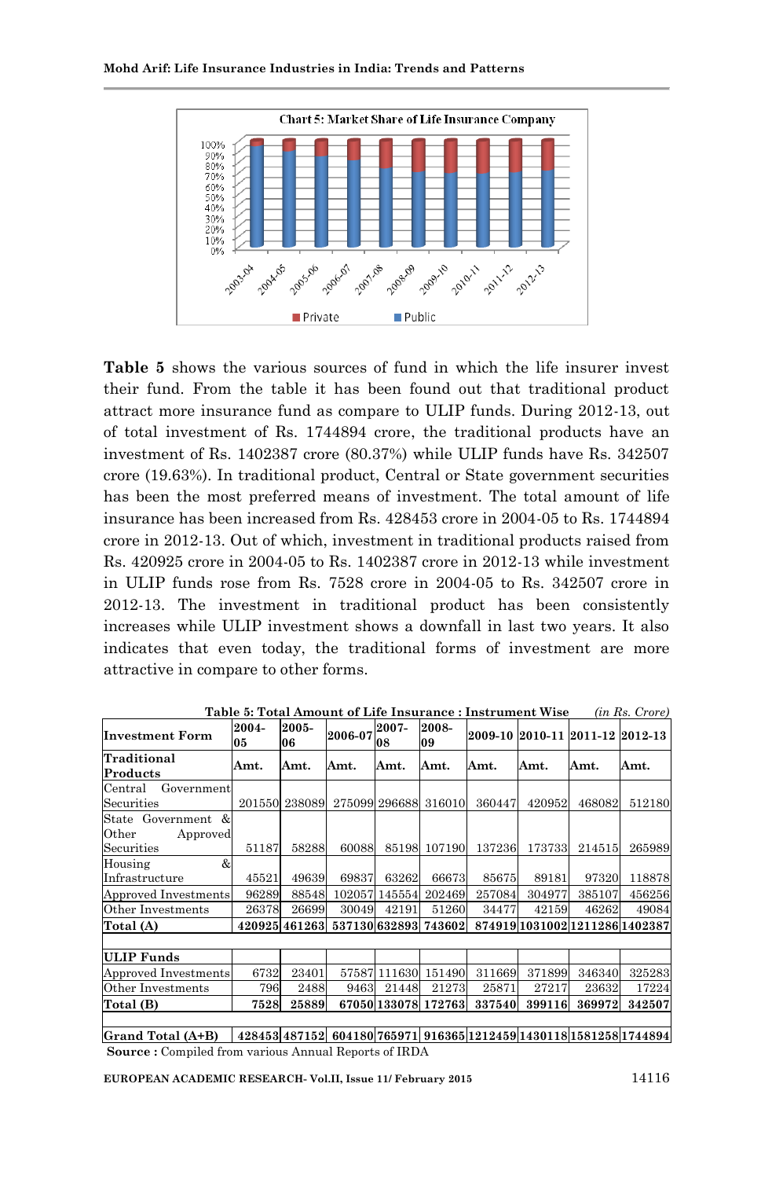**Chart 5: Market Share of Life Insurance Company**

**Table 5** shows the various sources of fund in which the life insurer invest their fund. From the table it has been found out that traditional product attract more insurance fund as compare to ULIP funds. During 2012-13, out of total investment of Rs. 1744894 crore, the traditional products have an investment of Rs. 1402387 crore (80.37%) while ULIP funds have Rs. 342507 crore (19.63%). In traditional product, Central or State government securities has been the most preferred means of investment. The total amount of life insurance has been increased from Rs. 428453 crore in 2004-05 to Rs. 1744894 crore in 2012-13. Out of which, investment in traditional products raised from Rs. 420925 crore in 2004-05 to Rs. 1402387 crore in 2012-13 while investment in ULIP funds rose from Rs. 7528 crore in 2004-05 to Rs. 342507 crore in 2012-13. The investment in traditional product has been consistently increases while ULIP investment shows a downfall in last two years. It also indicates that even today, the traditional forms of investment are more attractive in compare to other forms.

**Table 5: Total Amount of Life Insurance : Instrument Wise** *(in Rs. Crore)*

| Investment Form | 2004-05 | 2005-06 | 2006-07 | 2007-08 | 2008-09 | 2009-10 | 2010-11 | 2011-12 | 2012-13 |
|---|---|---|---|---|---|---|---|---|---|
| **Traditional Products** | **Amt.** | **Amt.** | **Amt.** | **Amt.** | **Amt.** | **Amt.** | **Amt.** | **Amt.** | **Amt.** |
| Central Government Securities | 201550 | 238089 | 275099 | 296688 | 316010 | 360447 | 420952 | 468082 | 512180 |
| State Government & Other Approved Securities | 51187 | 58288 | 60088 | 85198 | 107190 | 137236 | 173733 | 214515 | 265989 |
| Housing & Infrastructure | 45521 | 49639 | 69837 | 63262 | 66673 | 85675 | 89181 | 97320 | 118878 |
| Approved Investments | 96289 | 88548 | 102057 | 145554 | 202469 | 257084 | 304977 | 385107 | 456256 |
| Other Investments | 26378 | 26699 | 30049 | 42191 | 51260 | 34477 | 42159 | 46262 | 49084 |
| **Total (A)** | **420925** | **461263** | **537130** | **632893** | **743602** | **874919** | **1031002** | **1211286** | **1402387** |
| | | | | | | | | | |
| **ULIP Funds** | | | | | | | | | |
| Approved Investments | 6732 | 23401 | 57587 | 111630 | 151490 | 311669 | 371899 | 346340 | 325283 |
| Other Investments | 796 | 2488 | 9463 | 21448 | 21273 | 25871 | 27217 | 23632 | 17224 |
| **Total (B)** | **7528** | **25889** | **67050** | **133078** | **172763** | **337540** | **399116** | **369972** | **342507** |
| | | | | | | | | | |
| **Grand Total (A+B)** | **428453** | **487152** | **604180** | **765971** | **916365** | **1212459** | **1430118** | **1581258** | **1744894** |

**Source :** Compiled from various Annual Reports of IRDA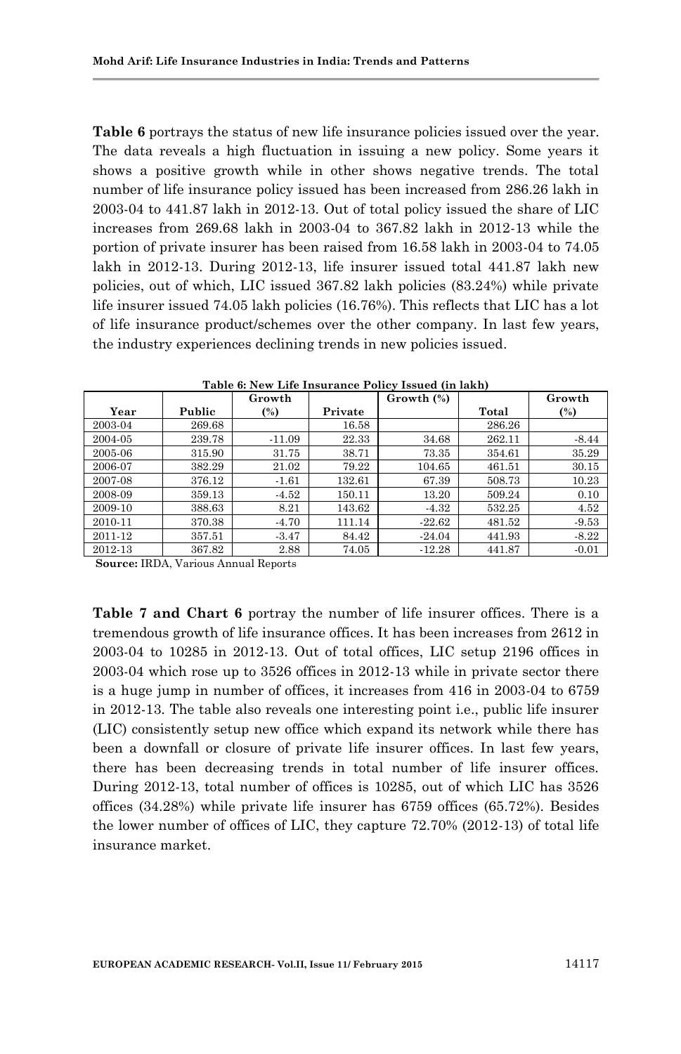**Table 6** portrays the status of new life insurance policies issued over the year. The data reveals a high fluctuation in issuing a new policy. Some years it shows a positive growth while in other shows negative trends. The total number of life insurance policy issued has been increased from 286.26 lakh in 2003-04 to 441.87 lakh in 2012-13. Out of total policy issued the share of LIC increases from 269.68 lakh in 2003-04 to 367.82 lakh in 2012-13 while the portion of private insurer has been raised from 16.58 lakh in 2003-04 to 74.05 lakh in 2012-13. During 2012-13, life insurer issued total 441.87 lakh new policies, out of which, LIC issued 367.82 lakh policies (83.24%) while private life insurer issued 74.05 lakh policies (16.76%). This reflects that LIC has a lot of life insurance product/schemes over the other company. In last few years, the industry experiences declining trends in new policies issued.

**Table 6: New Life Insurance Policy Issued (in lakh)**

| Year | Public | Growth (%) | Private | Growth (%) | Total | Growth (%) |
|---|---|---|---|---|---|---|
| 2003-04 | 269.68 | | 16.58 | | 286.26 | |
| 2004-05 | 239.78 | -11.09 | 22.33 | 34.68 | 262.11 | -8.44 |
| 2005-06 | 315.90 | 31.75 | 38.71 | 73.35 | 354.61 | 35.29 |
| 2006-07 | 382.29 | 21.02 | 79.22 | 104.65 | 461.51 | 30.15 |
| 2007-08 | 376.12 | -1.61 | 132.61 | 67.39 | 508.73 | 10.23 |
| 2008-09 | 359.13 | -4.52 | 150.11 | 13.20 | 509.24 | 0.10 |
| 2009-10 | 388.63 | 8.21 | 143.62 | -4.32 | 532.25 | 4.52 |
| 2010-11 | 370.38 | -4.70 | 111.14 | -22.62 | 481.52 | -9.53 |
| 2011-12 | 357.51 | -3.47 | 84.42 | -24.04 | 441.93 | -8.22 |
| 2012-13 | 367.82 | 2.88 | 74.05 | -12.28 | 441.87 | -0.01 |

**Source:** IRDA, Various Annual Reports

**Table 7 and Chart 6** portray the number of life insurer offices. There is a tremendous growth of life insurance offices. It has been increases from 2612 in 2003-04 to 10285 in 2012-13. Out of total offices, LIC setup 2196 offices in 2003-04 which rose up to 3526 offices in 2012-13 while in private sector there is a huge jump in number of offices, it increases from 416 in 2003-04 to 6759 in 2012-13. The table also reveals one interesting point i.e., public life insurer (LIC) consistently setup new office which expand its network while there has been a downfall or closure of private life insurer offices. In last few years, there has been decreasing trends in total number of life insurer offices. During 2012-13, total number of offices is 10285, out of which LIC has 3526 offices (34.28%) while private life insurer has 6759 offices (65.72%). Besides the lower number of offices of LIC, they capture 72.70% (2012-13) of total life insurance market.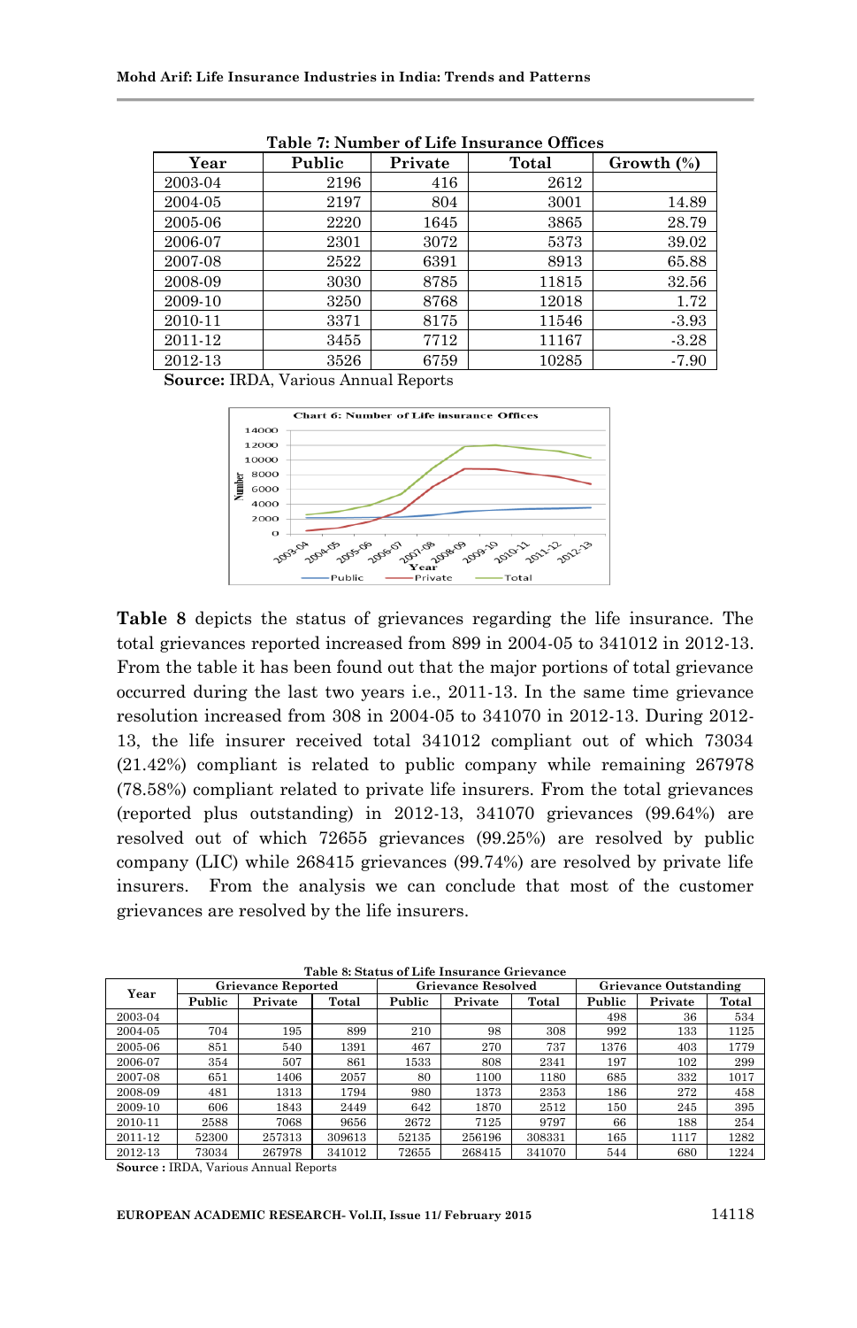Table 7: Number of Life Insurance Offices

| Year | Public | Private | Total | Growth (%) |
|---|---|---|---|---|
| 2003-04 | 2196 | 416 | 2612 | |
| 2004-05 | 2197 | 804 | 3001 | 14.89 |
| 2005-06 | 2220 | 1645 | 3865 | 28.79 |
| 2006-07 | 2301 | 3072 | 5373 | 39.02 |
| 2007-08 | 2522 | 6391 | 8913 | 65.88 |
| 2008-09 | 3030 | 8785 | 11815 | 32.56 |
| 2009-10 | 3250 | 8768 | 12018 | 1.72 |
| 2010-11 | 3371 | 8175 | 11546 | -3.93 |
| 2011-12 | 3455 | 7712 | 11167 | -3.28 |
| 2012-13 | 3526 | 6759 | 10285 | -7.90 |

**Source:** IRDA, Various Annual Reports

Chart 6: Number of Life insurance Offices

**Table 8** depicts the status of grievances regarding the life insurance. The total grievances reported increased from 899 in 2004-05 to 341012 in 2012-13. From the table it has been found out that the major portions of total grievance occurred during the last two years i.e., 2011-13. In the same time grievance resolution increased from 308 in 2004-05 to 341070 in 2012-13. During 2012-13, the life insurer received total 341012 compliant out of which 73034 (21.42%) compliant is related to public company while remaining 267978 (78.58%) compliant related to private life insurers. From the total grievances (reported plus outstanding) in 2012-13, 341070 grievances (99.64%) are resolved out of which 72655 grievances (99.25%) are resolved by public company (LIC) while 268415 grievances (99.74%) are resolved by private life insurers. From the analysis we can conclude that most of the customer grievances are resolved by the life insurers.

Table 8: Status of Life Insurance Grievance

| Year | Grievance Reported | | | Grievance Resolved | | | Grievance Outstanding | | |
|---|---|---|---|---|---|---|---|---|---|
| | Public | Private | Total | Public | Private | Total | Public | Private | Total |
| 2003-04 | | | | | | | 498 | 36 | 534 |
| 2004-05 | 704 | 195 | 899 | 210 | 98 | 308 | 992 | 133 | 1125 |
| 2005-06 | 851 | 540 | 1391 | 467 | 270 | 737 | 1376 | 403 | 1779 |
| 2006-07 | 354 | 507 | 861 | 1533 | 808 | 2341 | 197 | 102 | 299 |
| 2007-08 | 651 | 1406 | 2057 | 80 | 1100 | 1180 | 685 | 332 | 1017 |
| 2008-09 | 481 | 1313 | 1794 | 980 | 1373 | 2353 | 186 | 272 | 458 |
| 2009-10 | 606 | 1843 | 2449 | 642 | 1870 | 2512 | 150 | 245 | 395 |
| 2010-11 | 2588 | 7068 | 9656 | 2672 | 7125 | 9797 | 66 | 188 | 254 |
| 2011-12 | 52300 | 257313 | 309613 | 52135 | 256196 | 308331 | 165 | 1117 | 1282 |
| 2012-13 | 73034 | 267978 | 341012 | 72655 | 268415 | 341070 | 544 | 680 | 1224 |

**Source :** IRDA, Various Annual Reports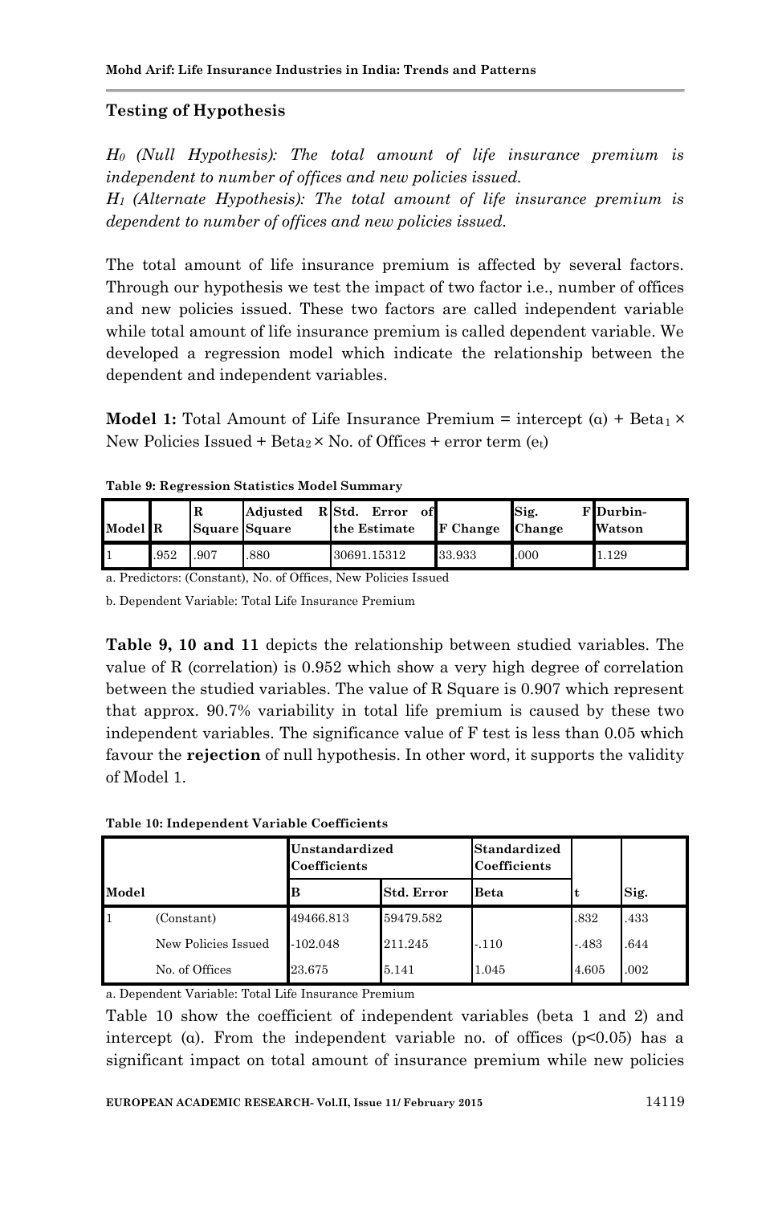### Testing of Hypothesis

*$H_0$ (Null Hypothesis): The total amount of life insurance premium is independent to number of offices and new policies issued.*
*$H_1$ (Alternate Hypothesis): The total amount of life insurance premium is dependent to number of offices and new policies issued.*

The total amount of life insurance premium is affected by several factors. Through our hypothesis we test the impact of two factor i.e., number of offices and new policies issued. These two factors are called independent variable while total amount of life insurance premium is called dependent variable. We developed a regression model which indicate the relationship between the dependent and independent variables.

**Model 1:** Total Amount of Life Insurance Premium = intercept (α) + $Beta_1$ × New Policies Issued + $Beta_2$ × No. of Offices + error term ($e_t$)

**Table 9: Regression Statistics Model Summary**

| Model | R | R Square | Adjusted R Square | Std. Error of the Estimate | F Change | Sig. F Change | Durbin-Watson |
|---|---|---|---|---|---|---|---|
| 1 | .952 | .907 | .880 | 30691.15312 | 33.933 | .000 | 1.129 |

a. Predictors: (Constant), No. of Offices, New Policies Issued

b. Dependent Variable: Total Life Insurance Premium

**Table 9, 10 and 11** depicts the relationship between studied variables. The value of R (correlation) is 0.952 which show a very high degree of correlation between the studied variables. The value of R Square is 0.907 which represent that approx. 90.7% variability in total life premium is caused by these two independent variables. The significance value of F test is less than 0.05 which favour the **rejection** of null hypothesis. In other word, it supports the validity of Model 1.

**Table 10: Independent Variable Coefficients**

| Model | | Unstandardized Coefficients | | Standardized Coefficients | | |
|---|---|---|---|---|---|---|
| | | B | Std. Error | Beta | t | Sig. |
| 1 | (Constant) | 49466.813 | 59479.582 | | .832 | .433 |
| | New Policies Issued | -102.048 | 211.245 | -.110 | -.483 | .644 |
| | No. of Offices | 23.675 | 5.141 | 1.045 | 4.605 | .002 |

a. Dependent Variable: Total Life Insurance Premium

Table 10 show the coefficient of independent variables (beta 1 and 2) and intercept (α). From the independent variable no. of offices ($p<0.05$) has a significant impact on total amount of insurance premium while new policies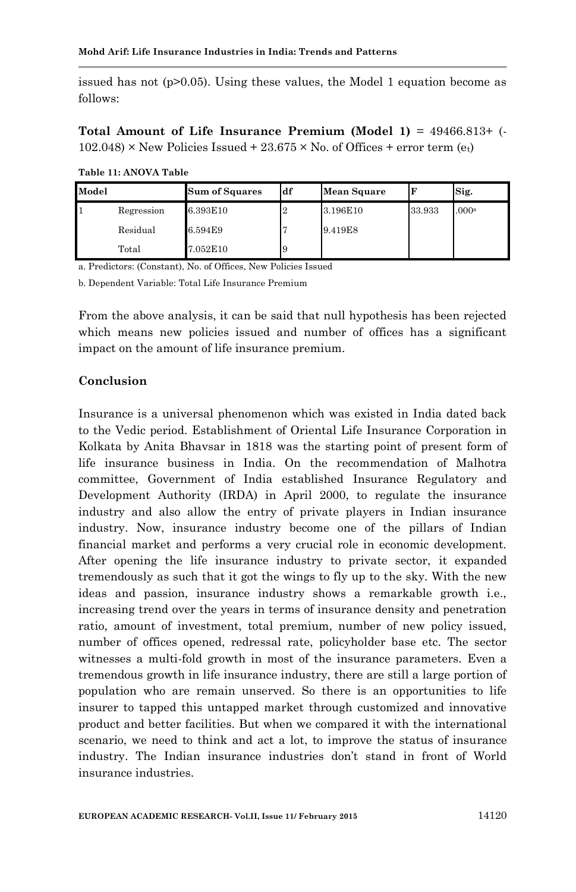issued has not ($p>0.05$). Using these values, the Model 1 equation become as follows:

**Total Amount of Life Insurance Premium (Model 1)** = 49466.813+ (-102.048) × New Policies Issued + 23.675 × No. of Offices + error term ($e_t$)

**Table 11: ANOVA Table**

| Model | | Sum of Squares | df | Mean Square | F | Sig. |
|---|---|---|---|---|---|---|
| 1 | Regression | 6.393E10 | 2 | 3.196E10 | 33.933 | .000[a] |
| | Residual | 6.594E9 | 7 | 9.419E8 | | |
| | Total | 7.052E10 | 9 | | | |

a. Predictors: (Constant), No. of Offices, New Policies Issued

b. Dependent Variable: Total Life Insurance Premium

From the above analysis, it can be said that null hypothesis has been rejected which means new policies issued and number of offices has a significant impact on the amount of life insurance premium.

## Conclusion

Insurance is a universal phenomenon which was existed in India dated back to the Vedic period. Establishment of Oriental Life Insurance Corporation in Kolkata by Anita Bhavsar in 1818 was the starting point of present form of life insurance business in India. On the recommendation of Malhotra committee, Government of India established Insurance Regulatory and Development Authority (IRDA) in April 2000, to regulate the insurance industry and also allow the entry of private players in Indian insurance industry. Now, insurance industry become one of the pillars of Indian financial market and performs a very crucial role in economic development. After opening the life insurance industry to private sector, it expanded tremendously as such that it got the wings to fly up to the sky. With the new ideas and passion, insurance industry shows a remarkable growth i.e., increasing trend over the years in terms of insurance density and penetration ratio, amount of investment, total premium, number of new policy issued, number of offices opened, redressal rate, policyholder base etc. The sector witnesses a multi-fold growth in most of the insurance parameters. Even a tremendous growth in life insurance industry, there are still a large portion of population who are remain unserved. So there is an opportunities to life insurer to tapped this untapped market through customized and innovative product and better facilities. But when we compared it with the international scenario, we need to think and act a lot, to improve the status of insurance industry. The Indian insurance industries don't stand in front of World insurance industries.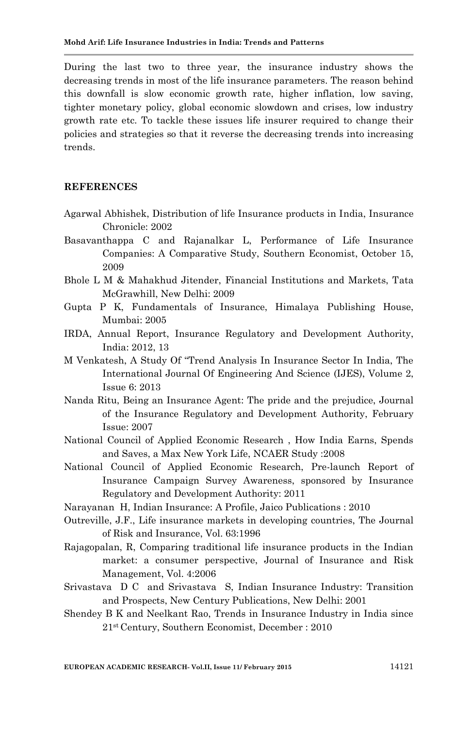During the last two to three year, the insurance industry shows the decreasing trends in most of the life insurance parameters. The reason behind this downfall is slow economic growth rate, higher inflation, low saving, tighter monetary policy, global economic slowdown and crises, low industry growth rate etc. To tackle these issues life insurer required to change their policies and strategies so that it reverse the decreasing trends into increasing trends.

## REFERENCES

Agarwal Abhishek, Distribution of life Insurance products in India, Insurance Chronicle: 2002

Basavanthappa C and Rajanalkar L, Performance of Life Insurance Companies: A Comparative Study, Southern Economist, October 15, 2009

Bhole L M & Mahakhud Jitender, Financial Institutions and Markets, Tata McGrawhill, New Delhi: 2009

Gupta P K, Fundamentals of Insurance, Himalaya Publishing House, Mumbai: 2005

IRDA, Annual Report, Insurance Regulatory and Development Authority, India: 2012, 13

M Venkatesh, A Study Of "Trend Analysis In Insurance Sector In India, The International Journal Of Engineering And Science (IJES), Volume 2, Issue 6: 2013

Nanda Ritu, Being an Insurance Agent: The pride and the prejudice, Journal of the Insurance Regulatory and Development Authority, February Issue: 2007

National Council of Applied Economic Research , How India Earns, Spends and Saves, a Max New York Life, NCAER Study :2008

National Council of Applied Economic Research, Pre-launch Report of Insurance Campaign Survey Awareness, sponsored by Insurance Regulatory and Development Authority: 2011

Narayanan H, Indian Insurance: A Profile, Jaico Publications : 2010

Outreville, J.F., Life insurance markets in developing countries, The Journal of Risk and Insurance, Vol. 63:1996

Rajagopalan, R, Comparing traditional life insurance products in the Indian market: a consumer perspective, Journal of Insurance and Risk Management, Vol. 4:2006

Srivastava D C and Srivastava S, Indian Insurance Industry: Transition and Prospects, New Century Publications, New Delhi: 2001

Shendey B K and Neelkant Rao, Trends in Insurance Industry in India since 21st Century, Southern Economist, December : 2010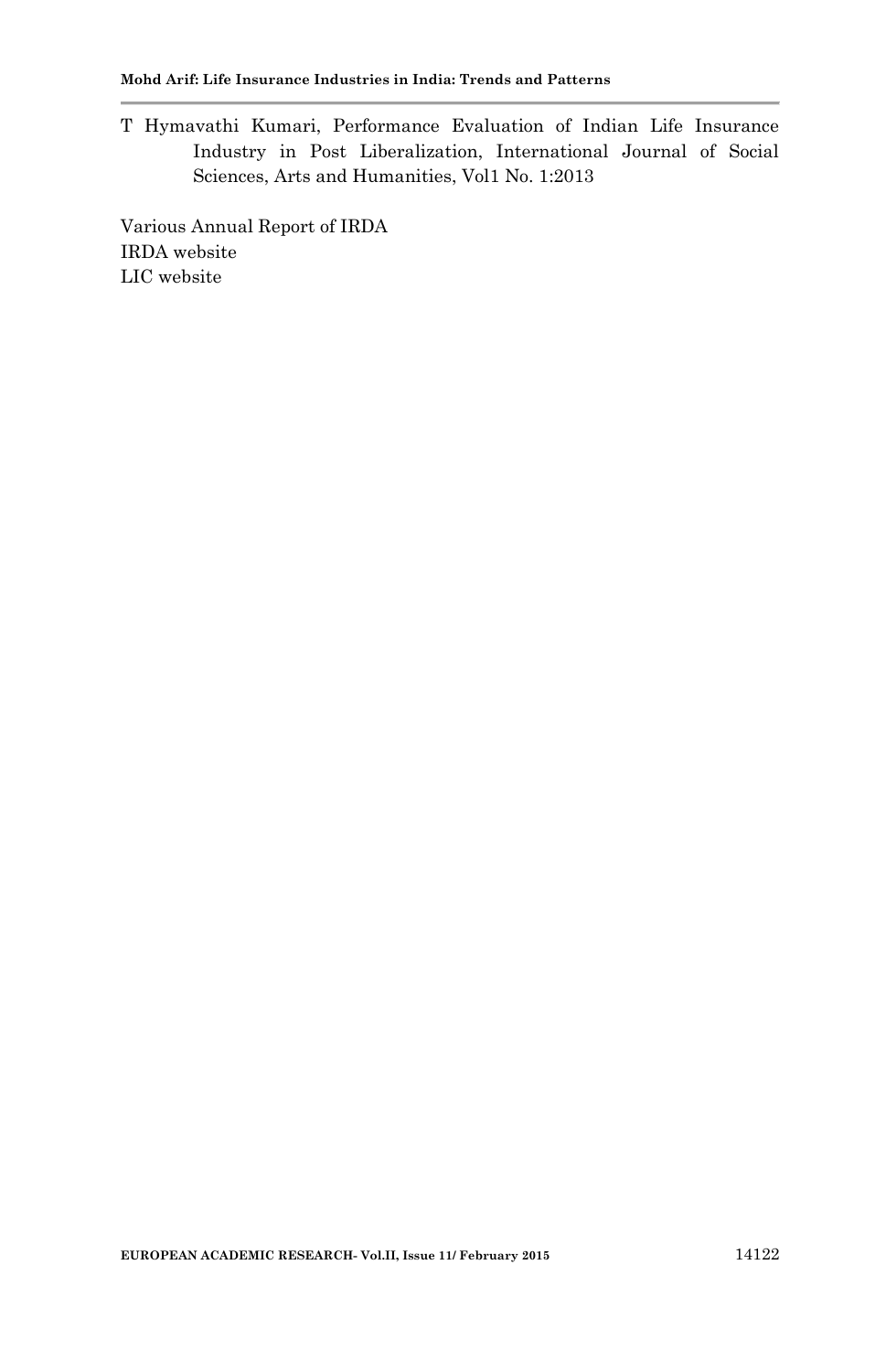T Hymavathi Kumari, Performance Evaluation of Indian Life Insurance Industry in Post Liberalization, International Journal of Social Sciences, Arts and Humanities, Vol1 No. 1:2013

Various Annual Report of IRDA
IRDA website
LIC website